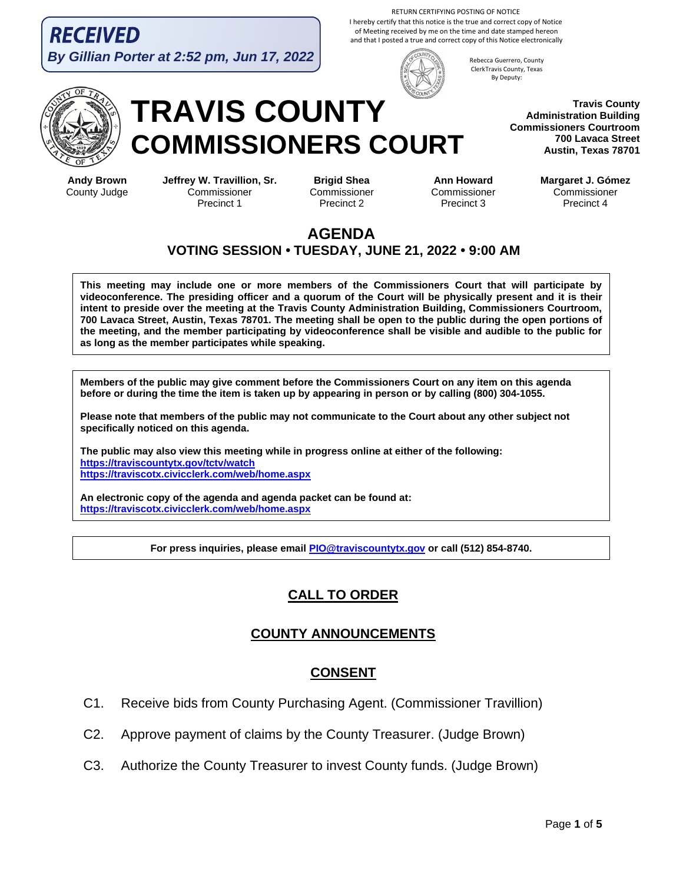**RECEIVED**
***By Gillian Porter at 2:52 pm, Jun 17, 2022***

RETURN CERTIFYING POSTING OF NOTICE
I hereby certify that this notice is the true and correct copy of Notice of Meeting received by me on the time and date stamped hereon and that I posted a true and correct copy of this Notice electronically

Rebecca Guerrero, County ClerkTravis County, Texas
By Deputy:

# TRAVIS COUNTY COMMISSIONERS COURT

**Travis County Administration Building**
**Commissioners Courtroom**
**700 Lavaca Street**
**Austin, Texas 78701**

| **Andy Brown** | **Jeffrey W. Travillion, Sr.** | **Brigid Shea** | **Ann Howard** | **Margaret J. Gómez** |
|---|---|---|---|---|
| County Judge | Commissioner Precinct 1 | Commissioner Precinct 2 | Commissioner Precinct 3 | Commissioner Precinct 4 |

## AGENDA
### VOTING SESSION • TUESDAY, JUNE 21, 2022 • 9:00 AM

**This meeting may include one or more members of the Commissioners Court that will participate by videoconference. The presiding officer and a quorum of the Court will be physically present and it is their intent to preside over the meeting at the Travis County Administration Building, Commissioners Courtroom, 700 Lavaca Street, Austin, Texas 78701. The meeting shall be open to the public during the open portions of the meeting, and the member participating by videoconference shall be visible and audible to the public for as long as the member participates while speaking.**

**Members of the public may give comment before the Commissioners Court on any item on this agenda before or during the time the item is taken up by appearing in person or by calling (800) 304-1055.**

**Please note that members of the public may not communicate to the Court about any other subject not specifically noticed on this agenda.**

**The public may also view this meeting while in progress online at either of the following:**
**https://traviscountytx.gov/tctv/watch**
**https://traviscotx.civicclerk.com/web/home.aspx**

**An electronic copy of the agenda and agenda packet can be found at:**
**https://traviscotx.civicclerk.com/web/home.aspx**

**For press inquiries, please email PIO@traviscountytx.gov or call (512) 854-8740.**

## CALL TO ORDER

## COUNTY ANNOUNCEMENTS

## CONSENT

C1. Receive bids from County Purchasing Agent. (Commissioner Travillion)

C2. Approve payment of claims by the County Treasurer. (Judge Brown)

C3. Authorize the County Treasurer to invest County funds. (Judge Brown)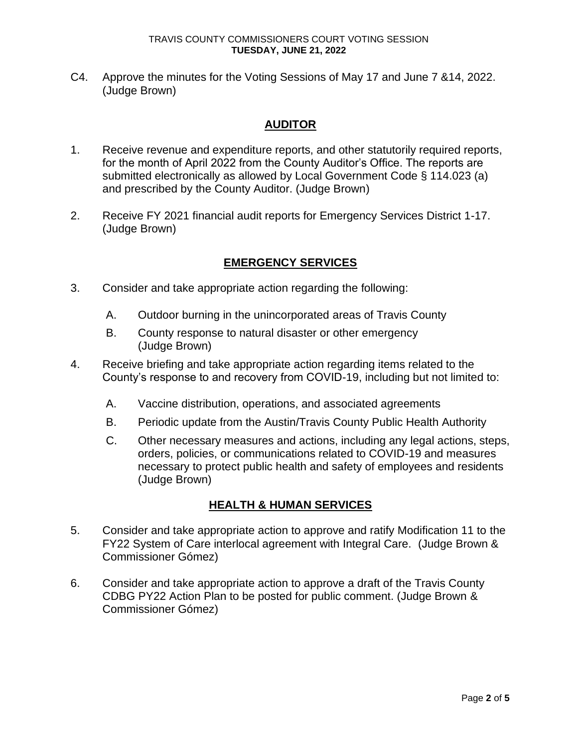C4. Approve the minutes for the Voting Sessions of May 17 and June 7 &14, 2022. (Judge Brown)

## AUDITOR

1. Receive revenue and expenditure reports, and other statutorily required reports, for the month of April 2022 from the County Auditor's Office. The reports are submitted electronically as allowed by Local Government Code § 114.023 (a) and prescribed by the County Auditor. (Judge Brown)

2. Receive FY 2021 financial audit reports for Emergency Services District 1-17. (Judge Brown)

## EMERGENCY SERVICES

3. Consider and take appropriate action regarding the following:

   A. Outdoor burning in the unincorporated areas of Travis County

   B. County response to natural disaster or other emergency (Judge Brown)

4. Receive briefing and take appropriate action regarding items related to the County's response to and recovery from COVID-19, including but not limited to:

   A. Vaccine distribution, operations, and associated agreements

   B. Periodic update from the Austin/Travis County Public Health Authority

   C. Other necessary measures and actions, including any legal actions, steps, orders, policies, or communications related to COVID-19 and measures necessary to protect public health and safety of employees and residents (Judge Brown)

## HEALTH & HUMAN SERVICES

5. Consider and take appropriate action to approve and ratify Modification 11 to the FY22 System of Care interlocal agreement with Integral Care. (Judge Brown & Commissioner Gómez)

6. Consider and take appropriate action to approve a draft of the Travis County CDBG PY22 Action Plan to be posted for public comment. (Judge Brown & Commissioner Gómez)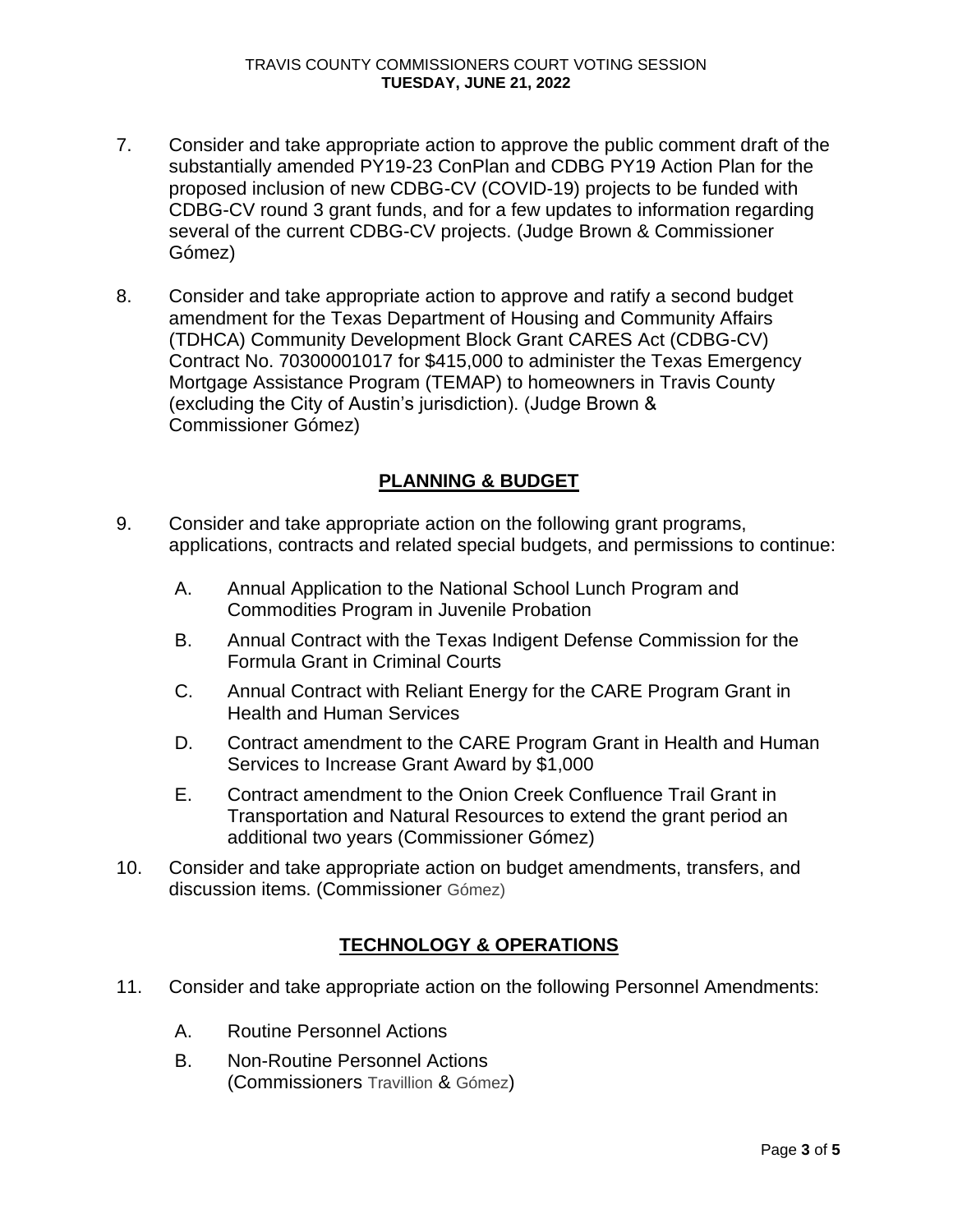7. Consider and take appropriate action to approve the public comment draft of the substantially amended PY19-23 ConPlan and CDBG PY19 Action Plan for the proposed inclusion of new CDBG-CV (COVID-19) projects to be funded with CDBG-CV round 3 grant funds, and for a few updates to information regarding several of the current CDBG-CV projects. (Judge Brown & Commissioner Gómez)

8. Consider and take appropriate action to approve and ratify a second budget amendment for the Texas Department of Housing and Community Affairs (TDHCA) Community Development Block Grant CARES Act (CDBG-CV) Contract No. 70300001017 for $415,000 to administer the Texas Emergency Mortgage Assistance Program (TEMAP) to homeowners in Travis County (excluding the City of Austin's jurisdiction). (Judge Brown & Commissioner Gómez)

## PLANNING & BUDGET

9. Consider and take appropriate action on the following grant programs, applications, contracts and related special budgets, and permissions to continue:

   A. Annual Application to the National School Lunch Program and Commodities Program in Juvenile Probation

   B. Annual Contract with the Texas Indigent Defense Commission for the Formula Grant in Criminal Courts

   C. Annual Contract with Reliant Energy for the CARE Program Grant in Health and Human Services

   D. Contract amendment to the CARE Program Grant in Health and Human Services to Increase Grant Award by $1,000

   E. Contract amendment to the Onion Creek Confluence Trail Grant in Transportation and Natural Resources to extend the grant period an additional two years (Commissioner Gómez)

10. Consider and take appropriate action on budget amendments, transfers, and discussion items. (Commissioner Gómez)

## TECHNOLOGY & OPERATIONS

11. Consider and take appropriate action on the following Personnel Amendments:

    A. Routine Personnel Actions

    B. Non-Routine Personnel Actions (Commissioners Travillion & Gómez)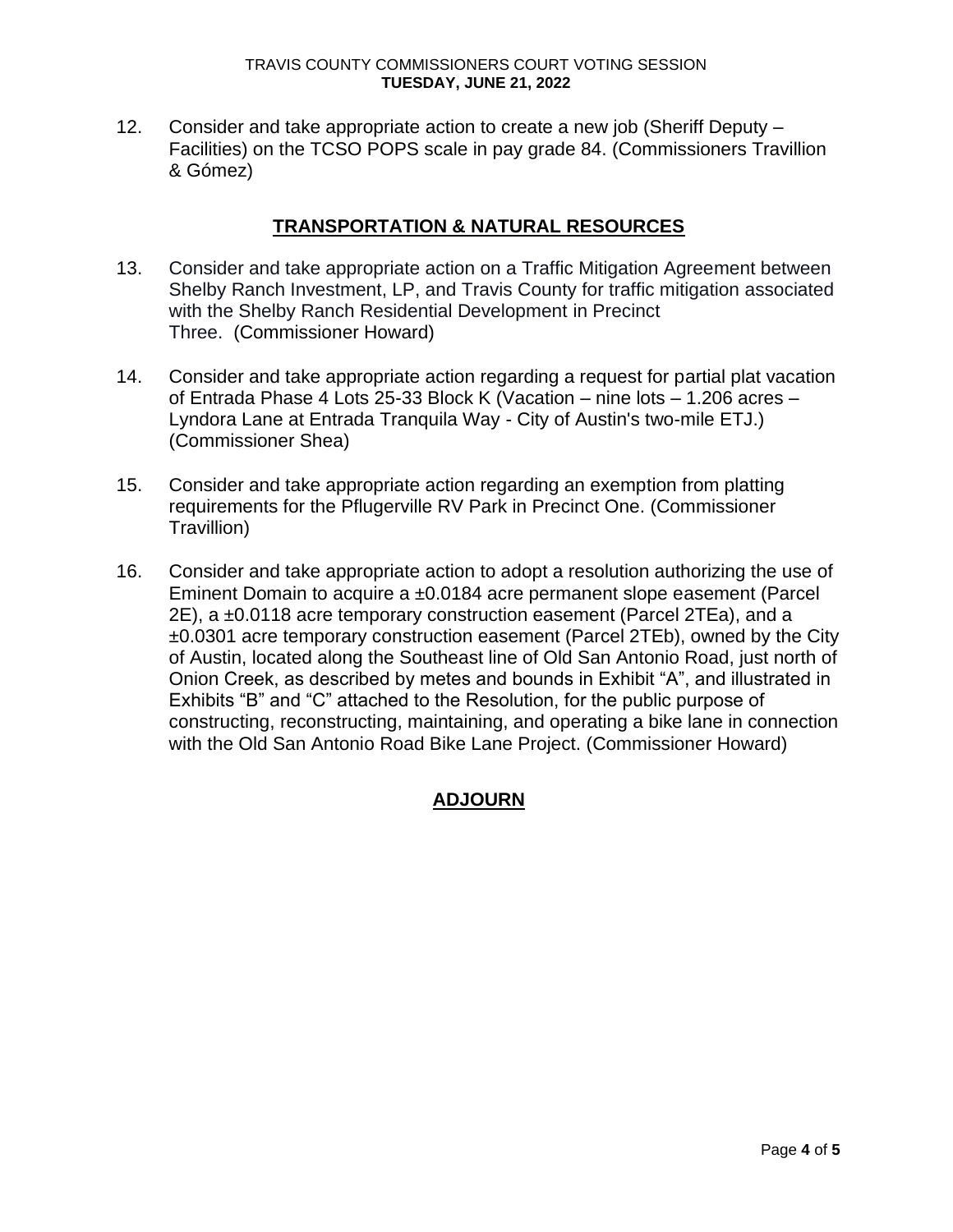12. Consider and take appropriate action to create a new job (Sheriff Deputy – Facilities) on the TCSO POPS scale in pay grade 84. (Commissioners Travillion & Gómez)

## TRANSPORTATION & NATURAL RESOURCES

13. Consider and take appropriate action on a Traffic Mitigation Agreement between Shelby Ranch Investment, LP, and Travis County for traffic mitigation associated with the Shelby Ranch Residential Development in Precinct Three. (Commissioner Howard)

14. Consider and take appropriate action regarding a request for partial plat vacation of Entrada Phase 4 Lots 25-33 Block K (Vacation – nine lots – 1.206 acres – Lyndora Lane at Entrada Tranquila Way - City of Austin's two-mile ETJ.) (Commissioner Shea)

15. Consider and take appropriate action regarding an exemption from platting requirements for the Pflugerville RV Park in Precinct One. (Commissioner Travillion)

16. Consider and take appropriate action to adopt a resolution authorizing the use of Eminent Domain to acquire a ±0.0184 acre permanent slope easement (Parcel 2E), a ±0.0118 acre temporary construction easement (Parcel 2TEa), and a ±0.0301 acre temporary construction easement (Parcel 2TEb), owned by the City of Austin, located along the Southeast line of Old San Antonio Road, just north of Onion Creek, as described by metes and bounds in Exhibit "A", and illustrated in Exhibits "B" and "C" attached to the Resolution, for the public purpose of constructing, reconstructing, maintaining, and operating a bike lane in connection with the Old San Antonio Road Bike Lane Project. (Commissioner Howard)

## ADJOURN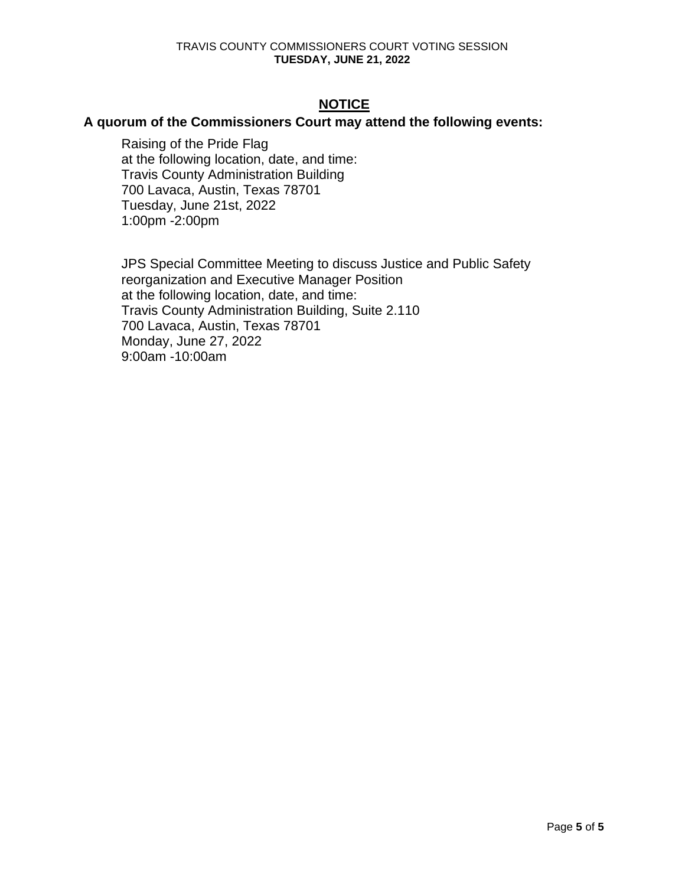## NOTICE

**A quorum of the Commissioners Court may attend the following events:**

Raising of the Pride Flag
at the following location, date, and time:
Travis County Administration Building
700 Lavaca, Austin, Texas 78701
Tuesday, June 21st, 2022
1:00pm -2:00pm

JPS Special Committee Meeting to discuss Justice and Public Safety reorganization and Executive Manager Position
at the following location, date, and time:
Travis County Administration Building, Suite 2.110
700 Lavaca, Austin, Texas 78701
Monday, June 27, 2022
9:00am -10:00am